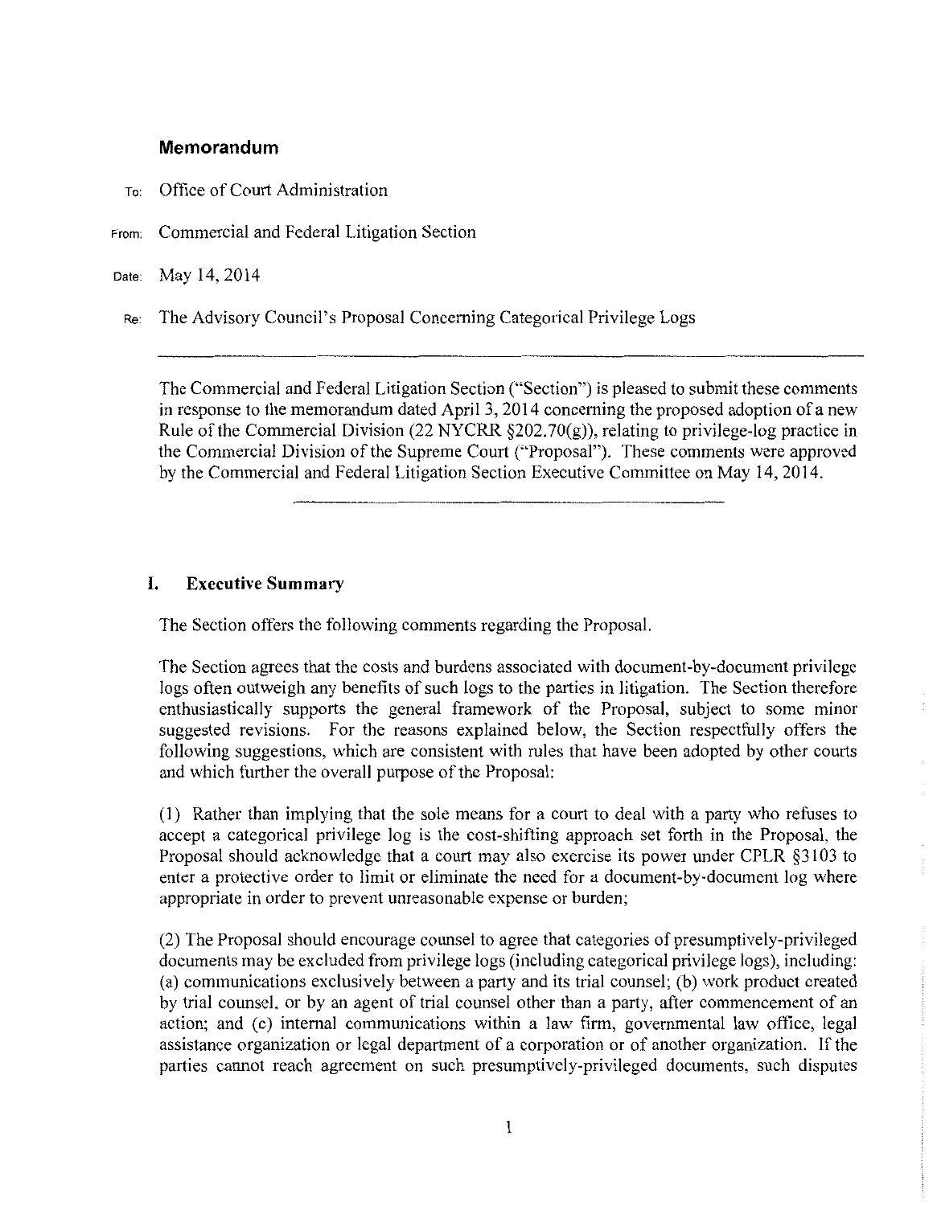## Memorandum

To: Office of Court Administration

From: Commercial and Federal Litigation Section

Date: May 14, 2014

Re: The Advisory Council's Proposal Concerning Categorical Privilege Logs

---

The Commercial and Federal Litigation Section ("Section") is pleased to submit these comments in response to the memorandum dated April 3, 2014 concerning the proposed adoption of a new Rule of the Commercial Division (22 NYCRR §202.70(g)), relating to privilege-log practice in the Commercial Division of the Supreme Court ("Proposal"). These comments were approved by the Commercial and Federal Litigation Section Executive Committee on May 14, 2014.

---

### I. Executive Summary

The Section offers the following comments regarding the Proposal.

The Section agrees that the costs and burdens associated with document-by-document privilege logs often outweigh any benefits of such logs to the parties in litigation. The Section therefore enthusiastically supports the general framework of the Proposal, subject to some minor suggested revisions. For the reasons explained below, the Section respectfully offers the following suggestions, which are consistent with rules that have been adopted by other courts and which further the overall purpose of the Proposal:

(1) Rather than implying that the sole means for a court to deal with a party who refuses to accept a categorical privilege log is the cost-shifting approach set forth in the Proposal, the Proposal should acknowledge that a court may also exercise its power under CPLR §3103 to enter a protective order to limit or eliminate the need for a document-by-document log where appropriate in order to prevent unreasonable expense or burden;

(2) The Proposal should encourage counsel to agree that categories of presumptively-privileged documents may be excluded from privilege logs (including categorical privilege logs), including: (a) communications exclusively between a party and its trial counsel; (b) work product created by trial counsel, or by an agent of trial counsel other than a party, after commencement of an action; and (c) internal communications within a law firm, governmental law office, legal assistance organization or legal department of a corporation or of another organization. If the parties cannot reach agreement on such presumptively-privileged documents, such disputes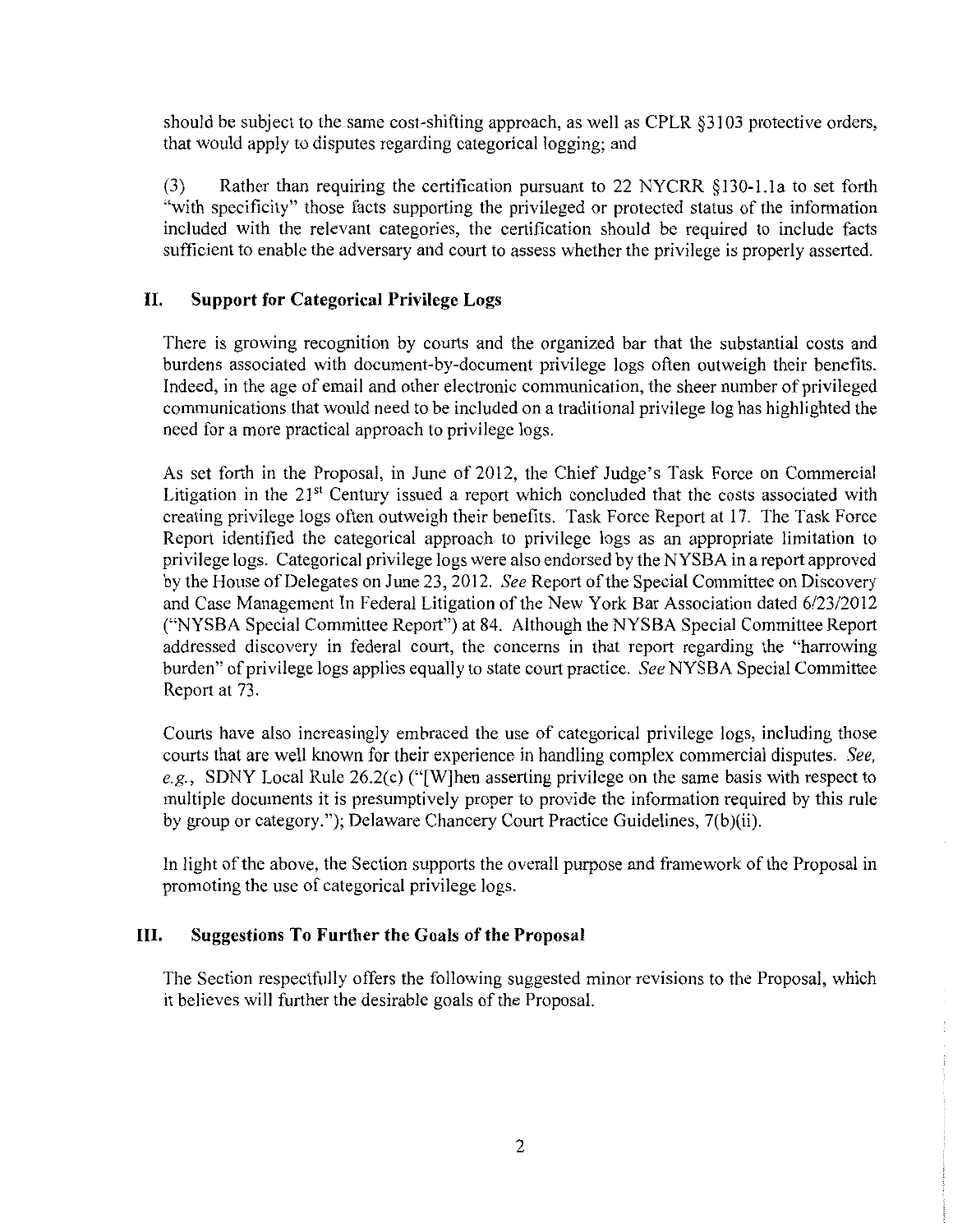should be subject to the same cost-shifting approach, as well as CPLR §3103 protective orders, that would apply to disputes regarding categorical logging; and

(3) Rather than requiring the certification pursuant to 22 NYCRR §130-1.1a to set forth "with specificity" those facts supporting the privileged or protected status of the information included with the relevant categories, the certification should be required to include facts sufficient to enable the adversary and court to assess whether the privilege is properly asserted.

## II. Support for Categorical Privilege Logs

There is growing recognition by courts and the organized bar that the substantial costs and burdens associated with document-by-document privilege logs often outweigh their benefits. Indeed, in the age of email and other electronic communication, the sheer number of privileged communications that would need to be included on a traditional privilege log has highlighted the need for a more practical approach to privilege logs.

As set forth in the Proposal, in June of 2012, the Chief Judge's Task Force on Commercial Litigation in the 21st Century issued a report which concluded that the costs associated with creating privilege logs often outweigh their benefits. Task Force Report at 17. The Task Force Report identified the categorical approach to privilege logs as an appropriate limitation to privilege logs. Categorical privilege logs were also endorsed by the NYSBA in a report approved by the House of Delegates on June 23, 2012. *See* Report of the Special Committee on Discovery and Case Management In Federal Litigation of the New York Bar Association dated 6/23/2012 ("NYSBA Special Committee Report") at 84. Although the NYSBA Special Committee Report addressed discovery in federal court, the concerns in that report regarding the "harrowing burden" of privilege logs applies equally to state court practice. *See* NYSBA Special Committee Report at 73.

Courts have also increasingly embraced the use of categorical privilege logs, including those courts that are well known for their experience in handling complex commercial disputes. *See, e.g.*, SDNY Local Rule 26.2(c) ("[W]hen asserting privilege on the same basis with respect to multiple documents it is presumptively proper to provide the information required by this rule by group or category."); Delaware Chancery Court Practice Guidelines, 7(b)(ii).

In light of the above, the Section supports the overall purpose and framework of the Proposal in promoting the use of categorical privilege logs.

## III. Suggestions To Further the Goals of the Proposal

The Section respectfully offers the following suggested minor revisions to the Proposal, which it believes will further the desirable goals of the Proposal.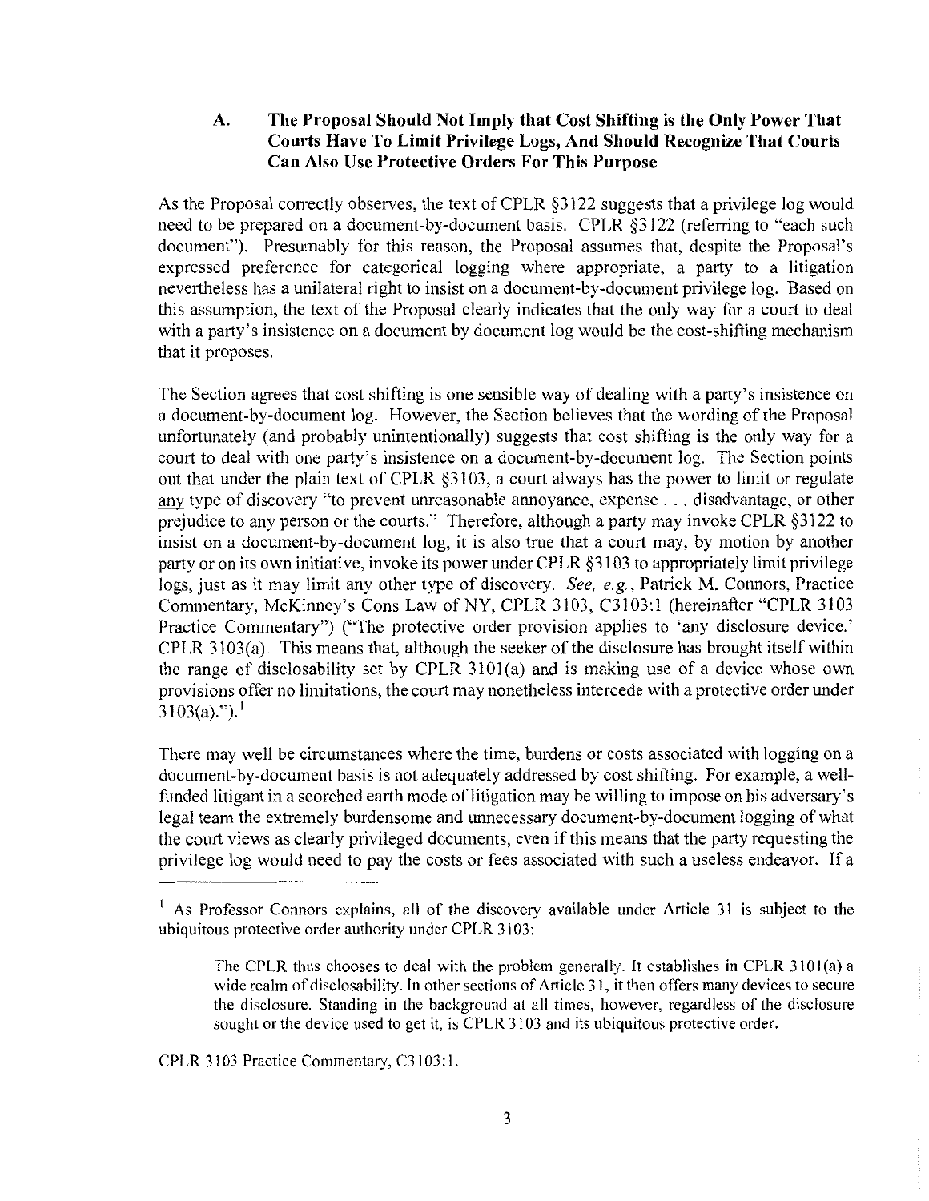### A. The Proposal Should Not Imply that Cost Shifting is the Only Power That Courts Have To Limit Privilege Logs, And Should Recognize That Courts Can Also Use Protective Orders For This Purpose

As the Proposal correctly observes, the text of CPLR §3122 suggests that a privilege log would need to be prepared on a document-by-document basis. CPLR §3122 (referring to "each such document"). Presumably for this reason, the Proposal assumes that, despite the Proposal's expressed preference for categorical logging where appropriate, a party to a litigation nevertheless has a unilateral right to insist on a document-by-document privilege log. Based on this assumption, the text of the Proposal clearly indicates that the only way for a court to deal with a party's insistence on a document by document log would be the cost-shifting mechanism that it proposes.

The Section agrees that cost shifting is one sensible way of dealing with a party's insistence on a document-by-document log. However, the Section believes that the wording of the Proposal unfortunately (and probably unintentionally) suggests that cost shifting is the only way for a court to deal with one party's insistence on a document-by-document log. The Section points out that under the plain text of CPLR §3103, a court always has the power to limit or regulate any type of discovery "to prevent unreasonable annoyance, expense . . . disadvantage, or other prejudice to any person or the courts." Therefore, although a party may invoke CPLR §3122 to insist on a document-by-document log, it is also true that a court may, by motion by another party or on its own initiative, invoke its power under CPLR §3103 to appropriately limit privilege logs, just as it may limit any other type of discovery. *See, e.g.*, Patrick M. Connors, Practice Commentary, McKinney's Cons Law of NY, CPLR 3103, C3103:1 (hereinafter "CPLR 3103 Practice Commentary") ("The protective order provision applies to 'any disclosure device.' CPLR 3103(a). This means that, although the seeker of the disclosure has brought itself within the range of disclosability set by CPLR 3101(a) and is making use of a device whose own provisions offer no limitations, the court may nonetheless intercede with a protective order under 3103(a).").[1]

There may well be circumstances where the time, burdens or costs associated with logging on a document-by-document basis is not adequately addressed by cost shifting. For example, a well-funded litigant in a scorched earth mode of litigation may be willing to impose on his adversary's legal team the extremely burdensome and unnecessary document-by-document logging of what the court views as clearly privileged documents, even if this means that the party requesting the privilege log would need to pay the costs or fees associated with such a useless endeavor. If a

---

[1] As Professor Connors explains, all of the discovery available under Article 31 is subject to the ubiquitous protective order authority under CPLR 3103:

> The CPLR thus chooses to deal with the problem generally. It establishes in CPLR 3101(a) a wide realm of disclosability. In other sections of Article 31, it then offers many devices to secure the disclosure. Standing in the background at all times, however, regardless of the disclosure sought or the device used to get it, is CPLR 3103 and its ubiquitous protective order.

CPLR 3103 Practice Commentary, C3103:1.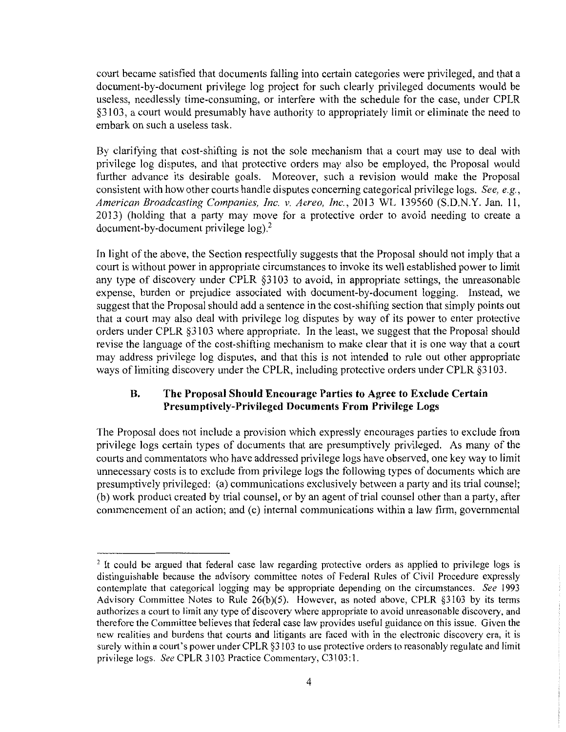court became satisfied that documents falling into certain categories were privileged, and that a document-by-document privilege log project for such clearly privileged documents would be useless, needlessly time-consuming, or interfere with the schedule for the case, under CPLR §3103, a court would presumably have authority to appropriately limit or eliminate the need to embark on such a useless task.

By clarifying that cost-shifting is not the sole mechanism that a court may use to deal with privilege log disputes, and that protective orders may also be employed, the Proposal would further advance its desirable goals. Moreover, such a revision would make the Proposal consistent with how other courts handle disputes concerning categorical privilege logs. *See, e.g., American Broadcasting Companies, Inc. v. Aereo, Inc.*, 2013 WL 139560 (S.D.N.Y. Jan. 11, 2013) (holding that a party may move for a protective order to avoid needing to create a document-by-document privilege log).[2]

In light of the above, the Section respectfully suggests that the Proposal should not imply that a court is without power in appropriate circumstances to invoke its well established power to limit any type of discovery under CPLR §3103 to avoid, in appropriate settings, the unreasonable expense, burden or prejudice associated with document-by-document logging. Instead, we suggest that the Proposal should add a sentence in the cost-shifting section that simply points out that a court may also deal with privilege log disputes by way of its power to enter protective orders under CPLR §3103 where appropriate. In the least, we suggest that the Proposal should revise the language of the cost-shifting mechanism to make clear that it is one way that a court may address privilege log disputes, and that this is not intended to rule out other appropriate ways of limiting discovery under the CPLR, including protective orders under CPLR §3103.

### B. The Proposal Should Encourage Parties to Agree to Exclude Certain Presumptively-Privileged Documents From Privilege Logs

The Proposal does not include a provision which expressly encourages parties to exclude from privilege logs certain types of documents that are presumptively privileged. As many of the courts and commentators who have addressed privilege logs have observed, one key way to limit unnecessary costs is to exclude from privilege logs the following types of documents which are presumptively privileged: (a) communications exclusively between a party and its trial counsel; (b) work product created by trial counsel, or by an agent of trial counsel other than a party, after commencement of an action; and (c) internal communications within a law firm, governmental

---

[2] It could be argued that federal case law regarding protective orders as applied to privilege logs is distinguishable because the advisory committee notes of Federal Rules of Civil Procedure expressly contemplate that categorical logging may be appropriate depending on the circumstances. *See* 1993 Advisory Committee Notes to Rule 26(b)(5). However, as noted above, CPLR §3103 by its terms authorizes a court to limit any type of discovery where appropriate to avoid unreasonable discovery, and therefore the Committee believes that federal case law provides useful guidance on this issue. Given the new realities and burdens that courts and litigants are faced with in the electronic discovery era, it is surely within a court's power under CPLR §3103 to use protective orders to reasonably regulate and limit privilege logs. *See* CPLR 3103 Practice Commentary, C3103:1.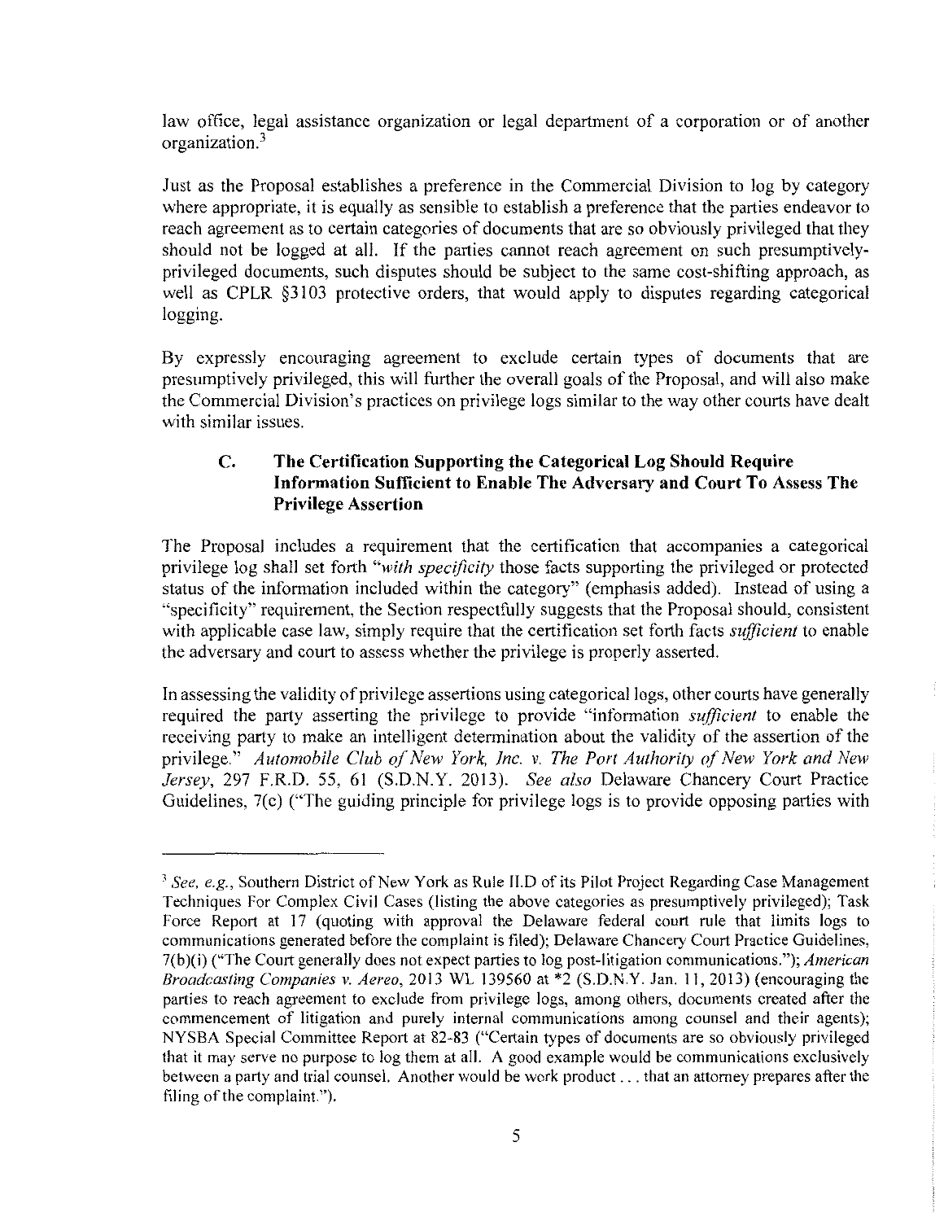law office, legal assistance organization or legal department of a corporation or of another organization.[3]

Just as the Proposal establishes a preference in the Commercial Division to log by category where appropriate, it is equally as sensible to establish a preference that the parties endeavor to reach agreement as to certain categories of documents that are so obviously privileged that they should not be logged at all. If the parties cannot reach agreement on such presumptively-privileged documents, such disputes should be subject to the same cost-shifting approach, as well as CPLR §3103 protective orders, that would apply to disputes regarding categorical logging.

By expressly encouraging agreement to exclude certain types of documents that are presumptively privileged, this will further the overall goals of the Proposal, and will also make the Commercial Division's practices on privilege logs similar to the way other courts have dealt with similar issues.

### C. The Certification Supporting the Categorical Log Should Require Information Sufficient to Enable The Adversary and Court To Assess The Privilege Assertion

The Proposal includes a requirement that the certification that accompanies a categorical privilege log shall set forth "*with specificity* those facts supporting the privileged or protected status of the information included within the category" (emphasis added). Instead of using a "specificity" requirement, the Section respectfully suggests that the Proposal should, consistent with applicable case law, simply require that the certification set forth facts *sufficient* to enable the adversary and court to assess whether the privilege is properly asserted.

In assessing the validity of privilege assertions using categorical logs, other courts have generally required the party asserting the privilege to provide "information *sufficient* to enable the receiving party to make an intelligent determination about the validity of the assertion of the privilege." *Automobile Club of New York, Inc. v. The Port Authority of New York and New Jersey*, 297 F.R.D. 55, 61 (S.D.N.Y. 2013). *See also* Delaware Chancery Court Practice Guidelines, 7(c) ("The guiding principle for privilege logs is to provide opposing parties with

---

[3] *See, e.g.*, Southern District of New York as Rule II.D of its Pilot Project Regarding Case Management Techniques For Complex Civil Cases (listing the above categories as presumptively privileged); Task Force Report at 17 (quoting with approval the Delaware federal court rule that limits logs to communications generated before the complaint is filed); Delaware Chancery Court Practice Guidelines, 7(b)(i) ("The Court generally does not expect parties to log post-litigation communications."); *American Broadcasting Companies v. Aereo*, 2013 WL 139560 at *2 (S.D.N.Y. Jan. 11, 2013) (encouraging the parties to reach agreement to exclude from privilege logs, among others, documents created after the commencement of litigation and purely internal communications among counsel and their agents); NYSBA Special Committee Report at 82-83 ("Certain types of documents are so obviously privileged that it may serve no purpose to log them at all. A good example would be communications exclusively between a party and trial counsel. Another would be work product . . . that an attorney prepares after the filing of the complaint.").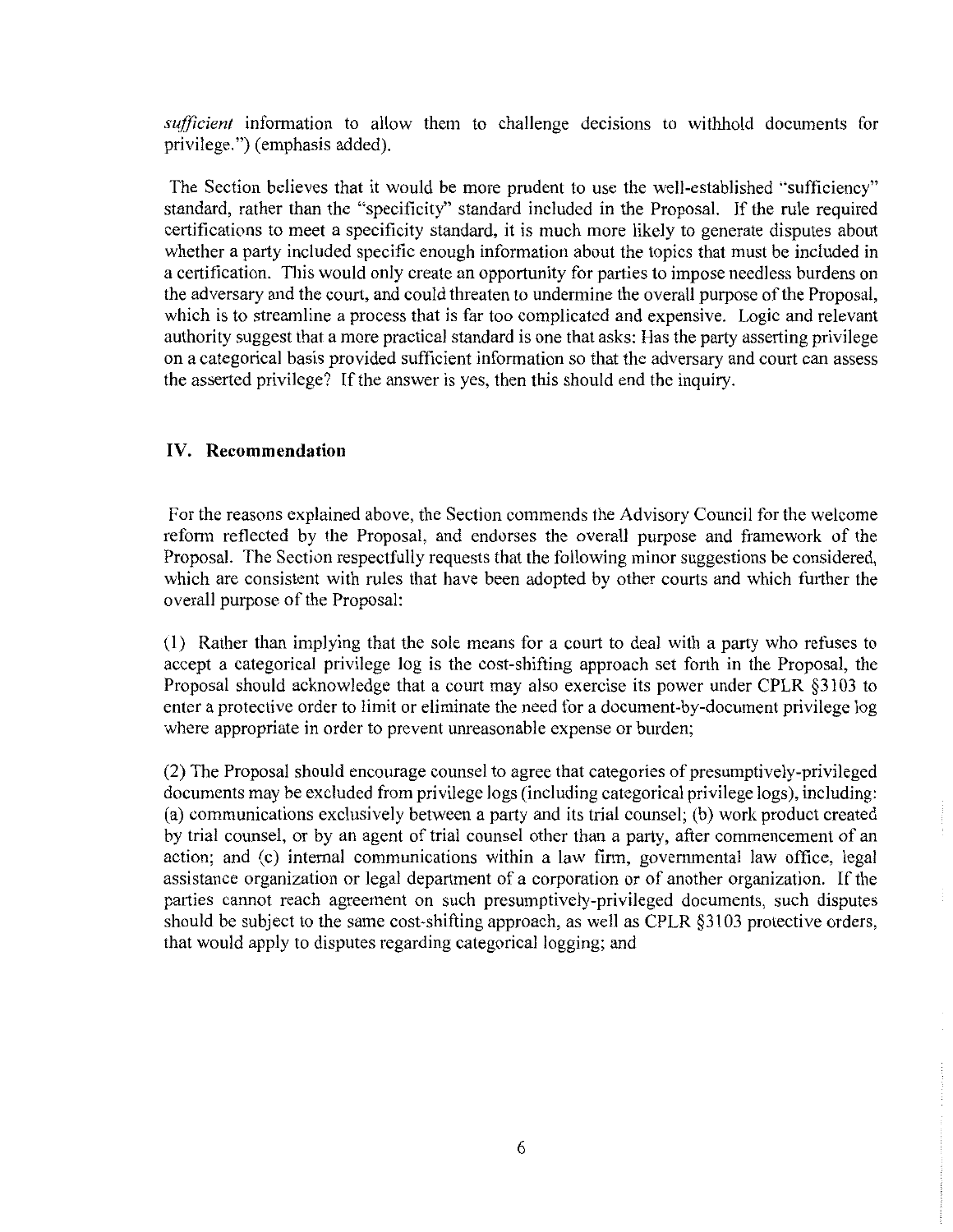*sufficient* information to allow them to challenge decisions to withhold documents for privilege.") (emphasis added).

The Section believes that it would be more prudent to use the well-established "sufficiency" standard, rather than the "specificity" standard included in the Proposal. If the rule required certifications to meet a specificity standard, it is much more likely to generate disputes about whether a party included specific enough information about the topics that must be included in a certification. This would only create an opportunity for parties to impose needless burdens on the adversary and the court, and could threaten to undermine the overall purpose of the Proposal, which is to streamline a process that is far too complicated and expensive. Logic and relevant authority suggest that a more practical standard is one that asks: Has the party asserting privilege on a categorical basis provided sufficient information so that the adversary and court can assess the asserted privilege? If the answer is yes, then this should end the inquiry.

## IV. Recommendation

For the reasons explained above, the Section commends the Advisory Council for the welcome reform reflected by the Proposal, and endorses the overall purpose and framework of the Proposal. The Section respectfully requests that the following minor suggestions be considered, which are consistent with rules that have been adopted by other courts and which further the overall purpose of the Proposal:

(1) Rather than implying that the sole means for a court to deal with a party who refuses to accept a categorical privilege log is the cost-shifting approach set forth in the Proposal, the Proposal should acknowledge that a court may also exercise its power under CPLR §3103 to enter a protective order to limit or eliminate the need for a document-by-document privilege log where appropriate in order to prevent unreasonable expense or burden;

(2) The Proposal should encourage counsel to agree that categories of presumptively-privileged documents may be excluded from privilege logs (including categorical privilege logs), including: (a) communications exclusively between a party and its trial counsel; (b) work product created by trial counsel, or by an agent of trial counsel other than a party, after commencement of an action; and (c) internal communications within a law firm, governmental law office, legal assistance organization or legal department of a corporation or of another organization. If the parties cannot reach agreement on such presumptively-privileged documents, such disputes should be subject to the same cost-shifting approach, as well as CPLR §3103 protective orders, that would apply to disputes regarding categorical logging; and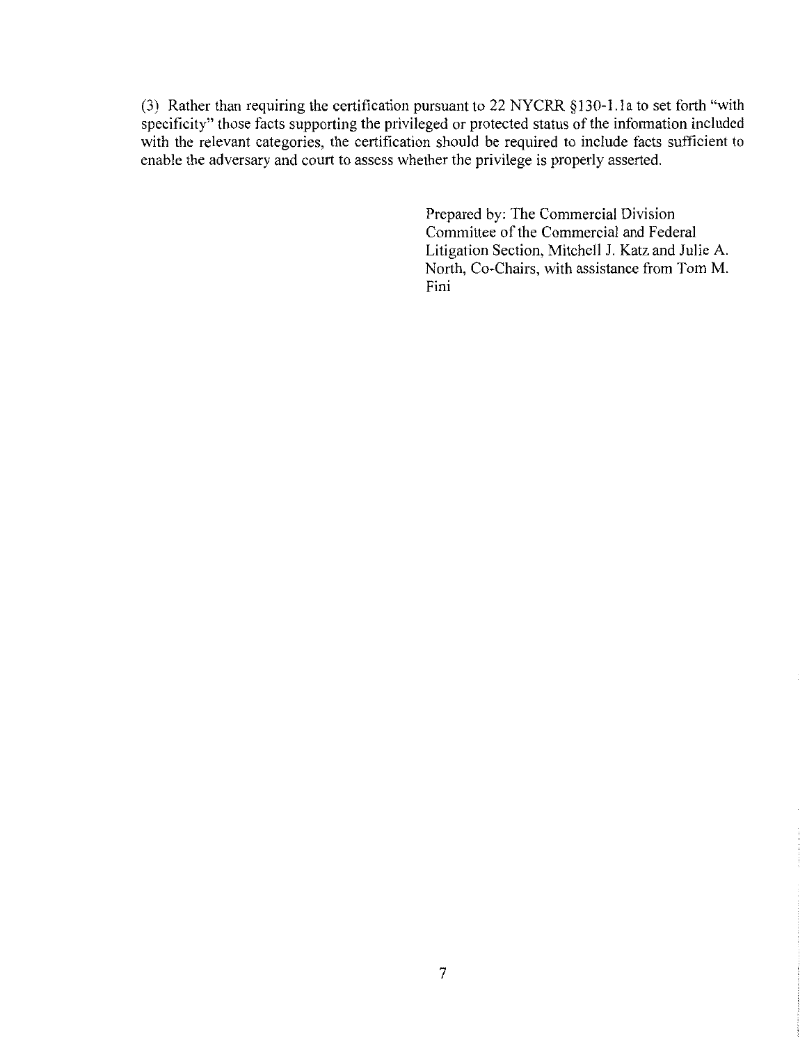(3) Rather than requiring the certification pursuant to 22 NYCRR §130-1.1a to set forth "with specificity" those facts supporting the privileged or protected status of the information included with the relevant categories, the certification should be required to include facts sufficient to enable the adversary and court to assess whether the privilege is properly asserted.

Prepared by: The Commercial Division Committee of the Commercial and Federal Litigation Section, Mitchell J. Katz and Julie A. North, Co-Chairs, with assistance from Tom M. Fini